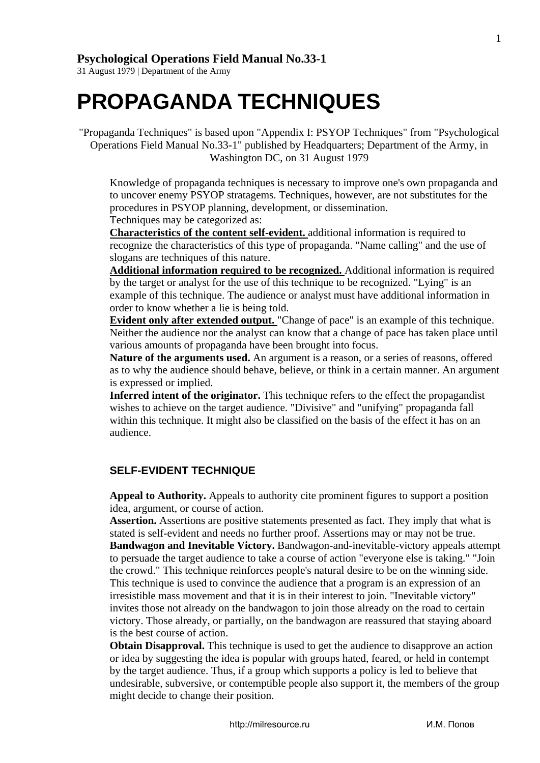**Psychological Operations Field Manual No.33-1**
31 August 1979 | Department of the Army

# PROPAGANDA TECHNIQUES

"Propaganda Techniques" is based upon "Appendix I: PSYOP Techniques" from "Psychological Operations Field Manual No.33-1" published by Headquarters; Department of the Army, in Washington DC, on 31 August 1979

Knowledge of propaganda techniques is necessary to improve one's own propaganda and to uncover enemy PSYOP stratagems. Techniques, however, are not substitutes for the procedures in PSYOP planning, development, or dissemination.
Techniques may be categorized as:
**Characteristics of the content self-evident.** additional information is required to recognize the characteristics of this type of propaganda. "Name calling" and the use of slogans are techniques of this nature.
**Additional information required to be recognized.** Additional information is required by the target or analyst for the use of this technique to be recognized. "Lying" is an example of this technique. The audience or analyst must have additional information in order to know whether a lie is being told.
**Evident only after extended output.** "Change of pace" is an example of this technique. Neither the audience nor the analyst can know that a change of pace has taken place until various amounts of propaganda have been brought into focus.
**Nature of the arguments used.** An argument is a reason, or a series of reasons, offered as to why the audience should behave, believe, or think in a certain manner. An argument is expressed or implied.
**Inferred intent of the originator.** This technique refers to the effect the propagandist wishes to achieve on the target audience. "Divisive" and "unifying" propaganda fall within this technique. It might also be classified on the basis of the effect it has on an audience.

## SELF-EVIDENT TECHNIQUE

**Appeal to Authority.** Appeals to authority cite prominent figures to support a position idea, argument, or course of action.
**Assertion.** Assertions are positive statements presented as fact. They imply that what is stated is self-evident and needs no further proof. Assertions may or may not be true.
**Bandwagon and Inevitable Victory.** Bandwagon-and-inevitable-victory appeals attempt to persuade the target audience to take a course of action "everyone else is taking." "Join the crowd." This technique reinforces people's natural desire to be on the winning side. This technique is used to convince the audience that a program is an expression of an irresistible mass movement and that it is in their interest to join. "Inevitable victory" invites those not already on the bandwagon to join those already on the road to certain victory. Those already, or partially, on the bandwagon are reassured that staying aboard is the best course of action.
**Obtain Disapproval.** This technique is used to get the audience to disapprove an action or idea by suggesting the idea is popular with groups hated, feared, or held in contempt by the target audience. Thus, if a group which supports a policy is led to believe that undesirable, subversive, or contemptible people also support it, the members of the group might decide to change their position.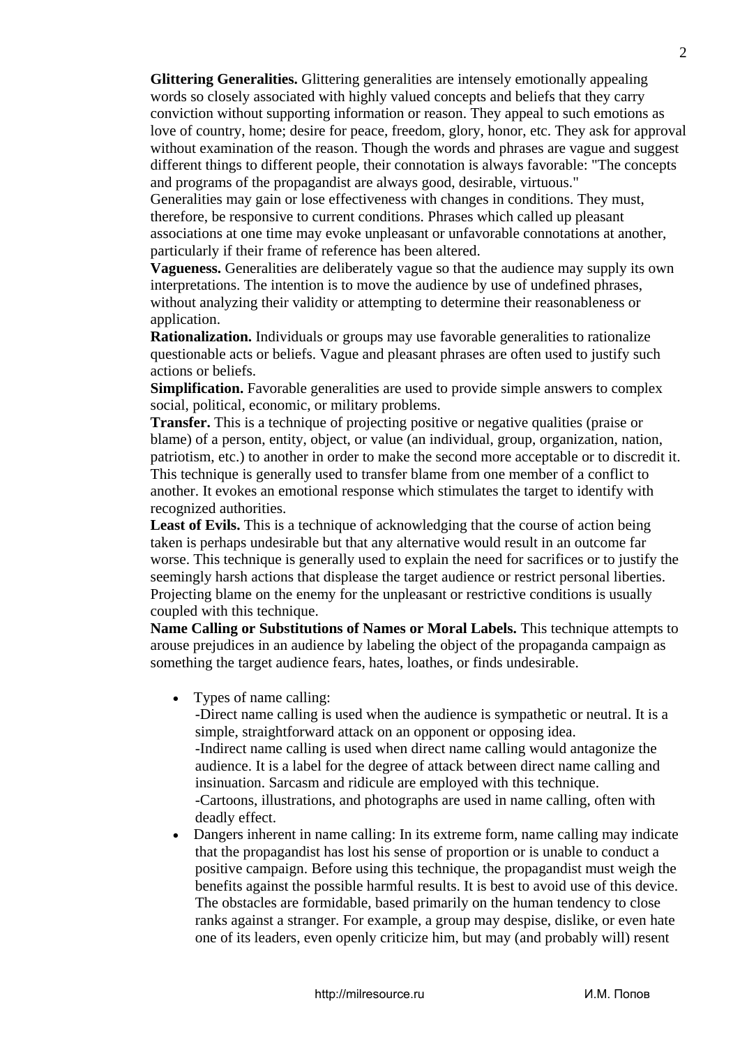**Glittering Generalities.** Glittering generalities are intensely emotionally appealing words so closely associated with highly valued concepts and beliefs that they carry conviction without supporting information or reason. They appeal to such emotions as love of country, home; desire for peace, freedom, glory, honor, etc. They ask for approval without examination of the reason. Though the words and phrases are vague and suggest different things to different people, their connotation is always favorable: "The concepts and programs of the propagandist are always good, desirable, virtuous."
Generalities may gain or lose effectiveness with changes in conditions. They must, therefore, be responsive to current conditions. Phrases which called up pleasant associations at one time may evoke unpleasant or unfavorable connotations at another, particularly if their frame of reference has been altered.
**Vagueness.** Generalities are deliberately vague so that the audience may supply its own interpretations. The intention is to move the audience by use of undefined phrases, without analyzing their validity or attempting to determine their reasonableness or application.
**Rationalization.** Individuals or groups may use favorable generalities to rationalize questionable acts or beliefs. Vague and pleasant phrases are often used to justify such actions or beliefs.
**Simplification.** Favorable generalities are used to provide simple answers to complex social, political, economic, or military problems.
**Transfer.** This is a technique of projecting positive or negative qualities (praise or blame) of a person, entity, object, or value (an individual, group, organization, nation, patriotism, etc.) to another in order to make the second more acceptable or to discredit it. This technique is generally used to transfer blame from one member of a conflict to another. It evokes an emotional response which stimulates the target to identify with recognized authorities.
**Least of Evils.** This is a technique of acknowledging that the course of action being taken is perhaps undesirable but that any alternative would result in an outcome far worse. This technique is generally used to explain the need for sacrifices or to justify the seemingly harsh actions that displease the target audience or restrict personal liberties. Projecting blame on the enemy for the unpleasant or restrictive conditions is usually coupled with this technique.
**Name Calling or Substitutions of Names or Moral Labels.** This technique attempts to arouse prejudices in an audience by labeling the object of the propaganda campaign as something the target audience fears, hates, loathes, or finds undesirable.

- Types of name calling:
  -Direct name calling is used when the audience is sympathetic or neutral. It is a simple, straightforward attack on an opponent or opposing idea.
  -Indirect name calling is used when direct name calling would antagonize the audience. It is a label for the degree of attack between direct name calling and insinuation. Sarcasm and ridicule are employed with this technique.
  -Cartoons, illustrations, and photographs are used in name calling, often with deadly effect.
- Dangers inherent in name calling: In its extreme form, name calling may indicate that the propagandist has lost his sense of proportion or is unable to conduct a positive campaign. Before using this technique, the propagandist must weigh the benefits against the possible harmful results. It is best to avoid use of this device. The obstacles are formidable, based primarily on the human tendency to close ranks against a stranger. For example, a group may despise, dislike, or even hate one of its leaders, even openly criticize him, but may (and probably will) resent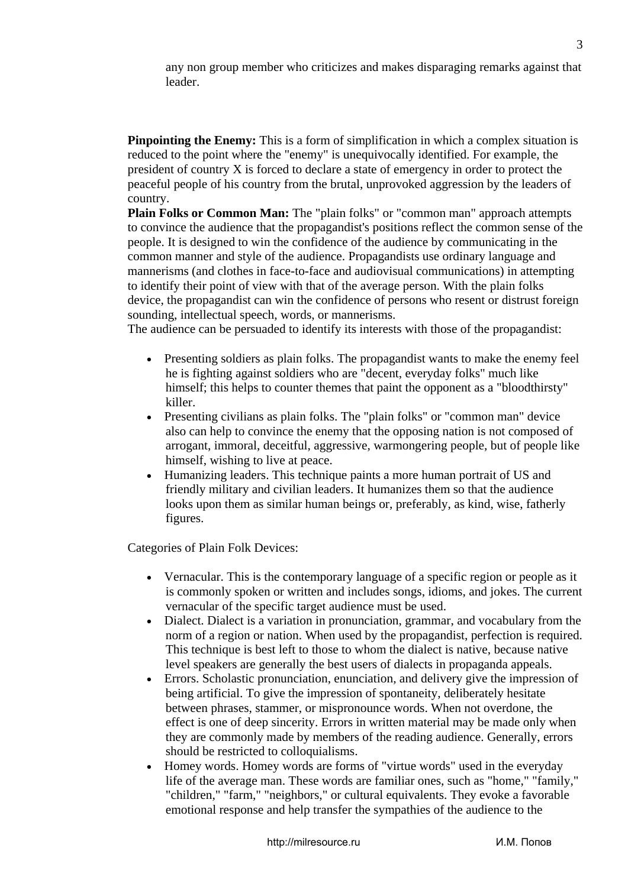any non group member who criticizes and makes disparaging remarks against that leader.

**Pinpointing the Enemy:** This is a form of simplification in which a complex situation is reduced to the point where the "enemy" is unequivocally identified. For example, the president of country X is forced to declare a state of emergency in order to protect the peaceful people of his country from the brutal, unprovoked aggression by the leaders of country.

**Plain Folks or Common Man:** The "plain folks" or "common man" approach attempts to convince the audience that the propagandist's positions reflect the common sense of the people. It is designed to win the confidence of the audience by communicating in the common manner and style of the audience. Propagandists use ordinary language and mannerisms (and clothes in face-to-face and audiovisual communications) in attempting to identify their point of view with that of the average person. With the plain folks device, the propagandist can win the confidence of persons who resent or distrust foreign sounding, intellectual speech, words, or mannerisms.

The audience can be persuaded to identify its interests with those of the propagandist:

- Presenting soldiers as plain folks. The propagandist wants to make the enemy feel he is fighting against soldiers who are "decent, everyday folks" much like himself; this helps to counter themes that paint the opponent as a "bloodthirsty" killer.
- Presenting civilians as plain folks. The "plain folks" or "common man" device also can help to convince the enemy that the opposing nation is not composed of arrogant, immoral, deceitful, aggressive, warmongering people, but of people like himself, wishing to live at peace.
- Humanizing leaders. This technique paints a more human portrait of US and friendly military and civilian leaders. It humanizes them so that the audience looks upon them as similar human beings or, preferably, as kind, wise, fatherly figures.

Categories of Plain Folk Devices:

- Vernacular. This is the contemporary language of a specific region or people as it is commonly spoken or written and includes songs, idioms, and jokes. The current vernacular of the specific target audience must be used.
- Dialect. Dialect is a variation in pronunciation, grammar, and vocabulary from the norm of a region or nation. When used by the propagandist, perfection is required. This technique is best left to those to whom the dialect is native, because native level speakers are generally the best users of dialects in propaganda appeals.
- Errors. Scholastic pronunciation, enunciation, and delivery give the impression of being artificial. To give the impression of spontaneity, deliberately hesitate between phrases, stammer, or mispronounce words. When not overdone, the effect is one of deep sincerity. Errors in written material may be made only when they are commonly made by members of the reading audience. Generally, errors should be restricted to colloquialisms.
- Homey words. Homey words are forms of "virtue words" used in the everyday life of the average man. These words are familiar ones, such as "home," "family," "children," "farm," "neighbors," or cultural equivalents. They evoke a favorable emotional response and help transfer the sympathies of the audience to the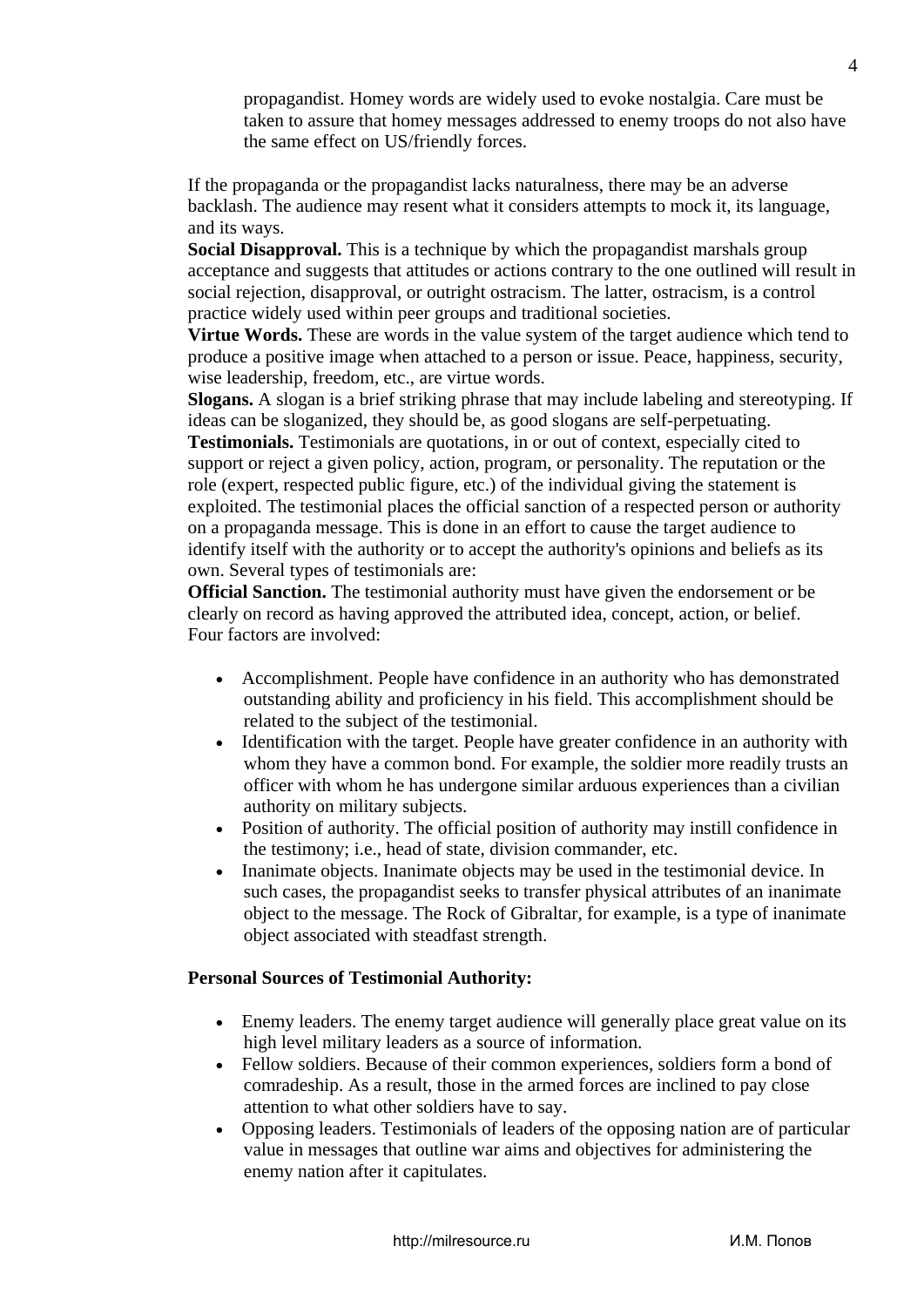propagandist. Homey words are widely used to evoke nostalgia. Care must be taken to assure that homey messages addressed to enemy troops do not also have the same effect on US/friendly forces.

If the propaganda or the propagandist lacks naturalness, there may be an adverse backlash. The audience may resent what it considers attempts to mock it, its language, and its ways.

**Social Disapproval.** This is a technique by which the propagandist marshals group acceptance and suggests that attitudes or actions contrary to the one outlined will result in social rejection, disapproval, or outright ostracism. The latter, ostracism, is a control practice widely used within peer groups and traditional societies.

**Virtue Words.** These are words in the value system of the target audience which tend to produce a positive image when attached to a person or issue. Peace, happiness, security, wise leadership, freedom, etc., are virtue words.

**Slogans.** A slogan is a brief striking phrase that may include labeling and stereotyping. If ideas can be sloganized, they should be, as good slogans are self-perpetuating.

**Testimonials.** Testimonials are quotations, in or out of context, especially cited to support or reject a given policy, action, program, or personality. The reputation or the role (expert, respected public figure, etc.) of the individual giving the statement is exploited. The testimonial places the official sanction of a respected person or authority on a propaganda message. This is done in an effort to cause the target audience to identify itself with the authority or to accept the authority's opinions and beliefs as its own. Several types of testimonials are:

**Official Sanction.** The testimonial authority must have given the endorsement or be clearly on record as having approved the attributed idea, concept, action, or belief. Four factors are involved:

- Accomplishment. People have confidence in an authority who has demonstrated outstanding ability and proficiency in his field. This accomplishment should be related to the subject of the testimonial.
- Identification with the target. People have greater confidence in an authority with whom they have a common bond. For example, the soldier more readily trusts an officer with whom he has undergone similar arduous experiences than a civilian authority on military subjects.
- Position of authority. The official position of authority may instill confidence in the testimony; i.e., head of state, division commander, etc.
- Inanimate objects. Inanimate objects may be used in the testimonial device. In such cases, the propagandist seeks to transfer physical attributes of an inanimate object to the message. The Rock of Gibraltar, for example, is a type of inanimate object associated with steadfast strength.

**Personal Sources of Testimonial Authority:**

- Enemy leaders. The enemy target audience will generally place great value on its high level military leaders as a source of information.
- Fellow soldiers. Because of their common experiences, soldiers form a bond of comradeship. As a result, those in the armed forces are inclined to pay close attention to what other soldiers have to say.
- Opposing leaders. Testimonials of leaders of the opposing nation are of particular value in messages that outline war aims and objectives for administering the enemy nation after it capitulates.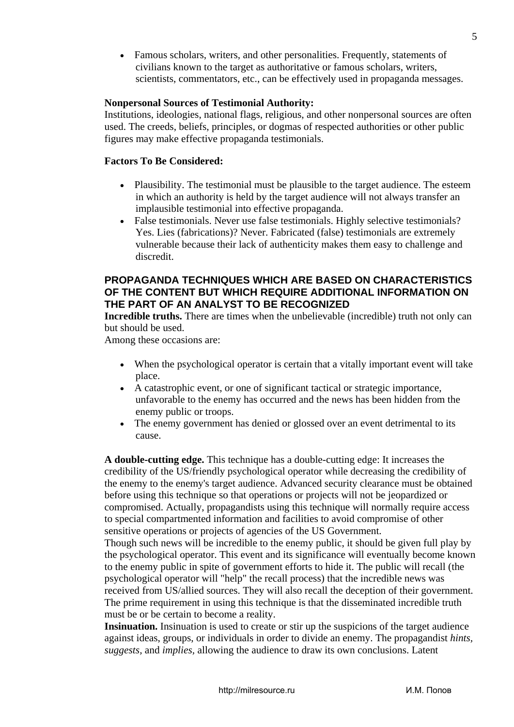- Famous scholars, writers, and other personalities. Frequently, statements of civilians known to the target as authoritative or famous scholars, writers, scientists, commentators, etc., can be effectively used in propaganda messages.

**Nonpersonal Sources of Testimonial Authority:**
Institutions, ideologies, national flags, religious, and other nonpersonal sources are often used. The creeds, beliefs, principles, or dogmas of respected authorities or other public figures may make effective propaganda testimonials.

**Factors To Be Considered:**

- Plausibility. The testimonial must be plausible to the target audience. The esteem in which an authority is held by the target audience will not always transfer an implausible testimonial into effective propaganda.
- False testimonials. Never use false testimonials. Highly selective testimonials? Yes. Lies (fabrications)? Never. Fabricated (false) testimonials are extremely vulnerable because their lack of authenticity makes them easy to challenge and discredit.

## PROPAGANDA TECHNIQUES WHICH ARE BASED ON CHARACTERISTICS OF THE CONTENT BUT WHICH REQUIRE ADDITIONAL INFORMATION ON THE PART OF AN ANALYST TO BE RECOGNIZED

**Incredible truths.** There are times when the unbelievable (incredible) truth not only can but should be used.
Among these occasions are:

- When the psychological operator is certain that a vitally important event will take place.
- A catastrophic event, or one of significant tactical or strategic importance, unfavorable to the enemy has occurred and the news has been hidden from the enemy public or troops.
- The enemy government has denied or glossed over an event detrimental to its cause.

**A double-cutting edge.** This technique has a double-cutting edge: It increases the credibility of the US/friendly psychological operator while decreasing the credibility of the enemy to the enemy's target audience. Advanced security clearance must be obtained before using this technique so that operations or projects will not be jeopardized or compromised. Actually, propagandists using this technique will normally require access to special compartmented information and facilities to avoid compromise of other sensitive operations or projects of agencies of the US Government.
Though such news will be incredible to the enemy public, it should be given full play by the psychological operator. This event and its significance will eventually become known to the enemy public in spite of government efforts to hide it. The public will recall (the psychological operator will "help" the recall process) that the incredible news was received from US/allied sources. They will also recall the deception of their government. The prime requirement in using this technique is that the disseminated incredible truth must be or be certain to become a reality.
**Insinuation.** Insinuation is used to create or stir up the suspicions of the target audience against ideas, groups, or individuals in order to divide an enemy. The propagandist *hints, suggests,* and *implies,* allowing the audience to draw its own conclusions. Latent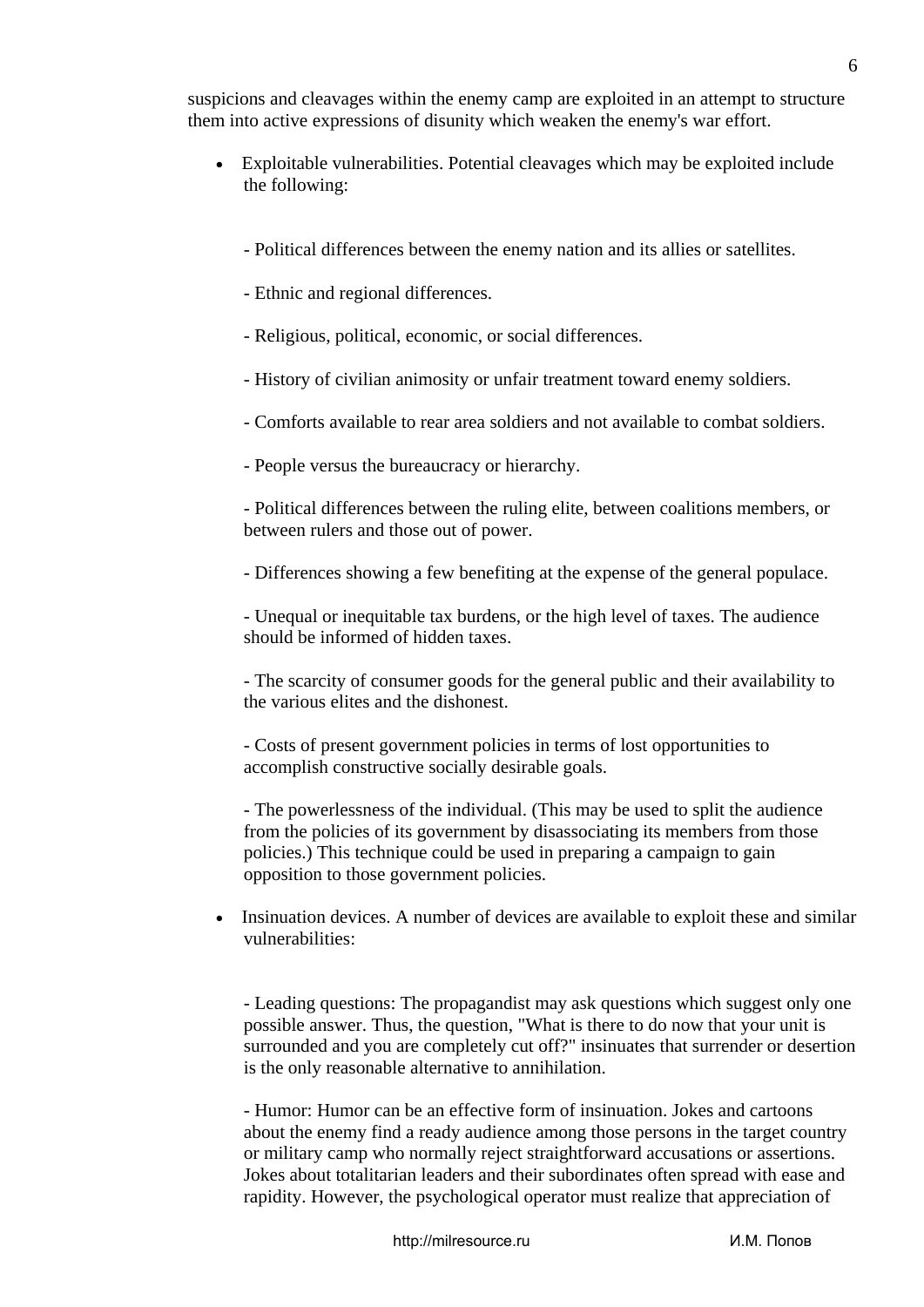suspicions and cleavages within the enemy camp are exploited in an attempt to structure them into active expressions of disunity which weaken the enemy's war effort.

- Exploitable vulnerabilities. Potential cleavages which may be exploited include the following:

  - Political differences between the enemy nation and its allies or satellites.

  - Ethnic and regional differences.

  - Religious, political, economic, or social differences.

  - History of civilian animosity or unfair treatment toward enemy soldiers.

  - Comforts available to rear area soldiers and not available to combat soldiers.

  - People versus the bureaucracy or hierarchy.

  - Political differences between the ruling elite, between coalitions members, or between rulers and those out of power.

  - Differences showing a few benefiting at the expense of the general populace.

  - Unequal or inequitable tax burdens, or the high level of taxes. The audience should be informed of hidden taxes.

  - The scarcity of consumer goods for the general public and their availability to the various elites and the dishonest.

  - Costs of present government policies in terms of lost opportunities to accomplish constructive socially desirable goals.

  - The powerlessness of the individual. (This may be used to split the audience from the policies of its government by disassociating its members from those policies.) This technique could be used in preparing a campaign to gain opposition to those government policies.

- Insinuation devices. A number of devices are available to exploit these and similar vulnerabilities:

  - Leading questions: The propagandist may ask questions which suggest only one possible answer. Thus, the question, "What is there to do now that your unit is surrounded and you are completely cut off?" insinuates that surrender or desertion is the only reasonable alternative to annihilation.

  - Humor: Humor can be an effective form of insinuation. Jokes and cartoons about the enemy find a ready audience among those persons in the target country or military camp who normally reject straightforward accusations or assertions. Jokes about totalitarian leaders and their subordinates often spread with ease and rapidity. However, the psychological operator must realize that appreciation of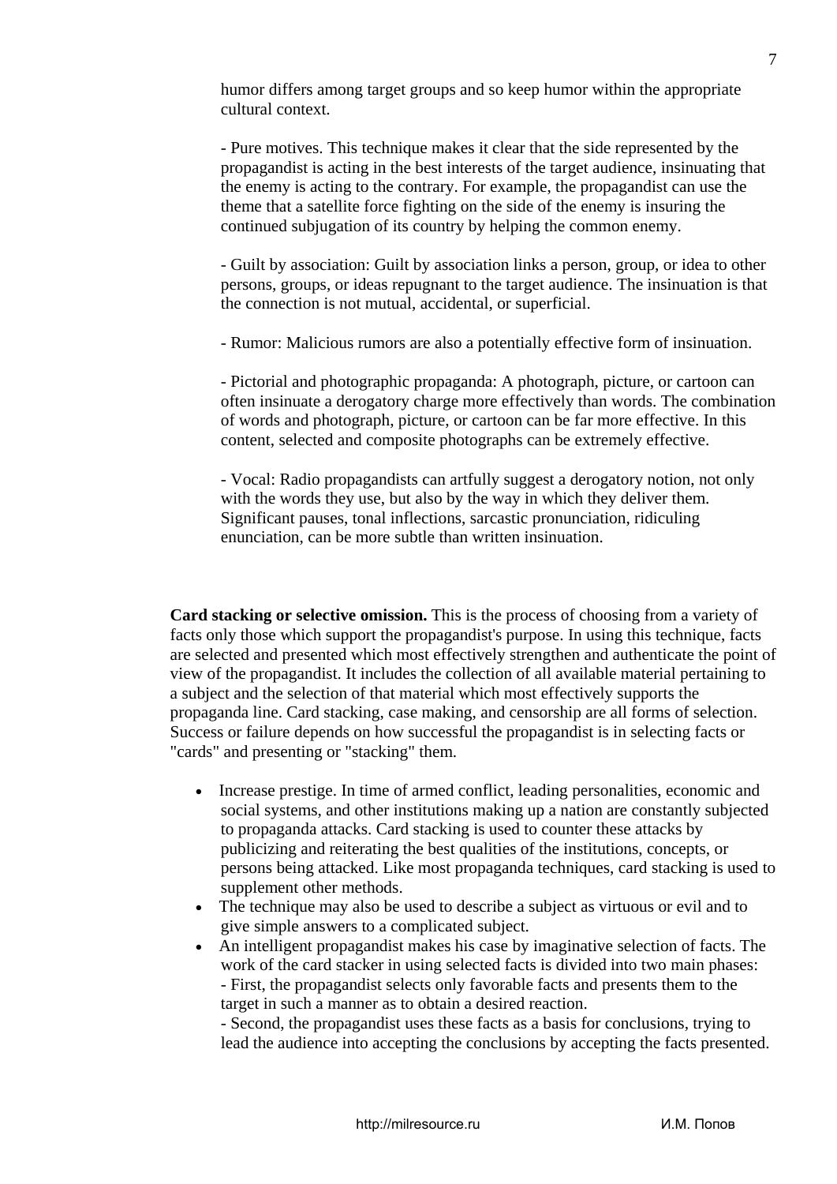humor differs among target groups and so keep humor within the appropriate cultural context.

- Pure motives. This technique makes it clear that the side represented by the propagandist is acting in the best interests of the target audience, insinuating that the enemy is acting to the contrary. For example, the propagandist can use the theme that a satellite force fighting on the side of the enemy is insuring the continued subjugation of its country by helping the common enemy.

- Guilt by association: Guilt by association links a person, group, or idea to other persons, groups, or ideas repugnant to the target audience. The insinuation is that the connection is not mutual, accidental, or superficial.

- Rumor: Malicious rumors are also a potentially effective form of insinuation.

- Pictorial and photographic propaganda: A photograph, picture, or cartoon can often insinuate a derogatory charge more effectively than words. The combination of words and photograph, picture, or cartoon can be far more effective. In this content, selected and composite photographs can be extremely effective.

- Vocal: Radio propagandists can artfully suggest a derogatory notion, not only with the words they use, but also by the way in which they deliver them. Significant pauses, tonal inflections, sarcastic pronunciation, ridiculing enunciation, can be more subtle than written insinuation.

**Card stacking or selective omission.** This is the process of choosing from a variety of facts only those which support the propagandist's purpose. In using this technique, facts are selected and presented which most effectively strengthen and authenticate the point of view of the propagandist. It includes the collection of all available material pertaining to a subject and the selection of that material which most effectively supports the propaganda line. Card stacking, case making, and censorship are all forms of selection. Success or failure depends on how successful the propagandist is in selecting facts or "cards" and presenting or "stacking" them.

- Increase prestige. In time of armed conflict, leading personalities, economic and social systems, and other institutions making up a nation are constantly subjected to propaganda attacks. Card stacking is used to counter these attacks by publicizing and reiterating the best qualities of the institutions, concepts, or persons being attacked. Like most propaganda techniques, card stacking is used to supplement other methods.
- The technique may also be used to describe a subject as virtuous or evil and to give simple answers to a complicated subject.
- An intelligent propagandist makes his case by imaginative selection of facts. The work of the card stacker in using selected facts is divided into two main phases:
  - First, the propagandist selects only favorable facts and presents them to the target in such a manner as to obtain a desired reaction.
  - Second, the propagandist uses these facts as a basis for conclusions, trying to lead the audience into accepting the conclusions by accepting the facts presented.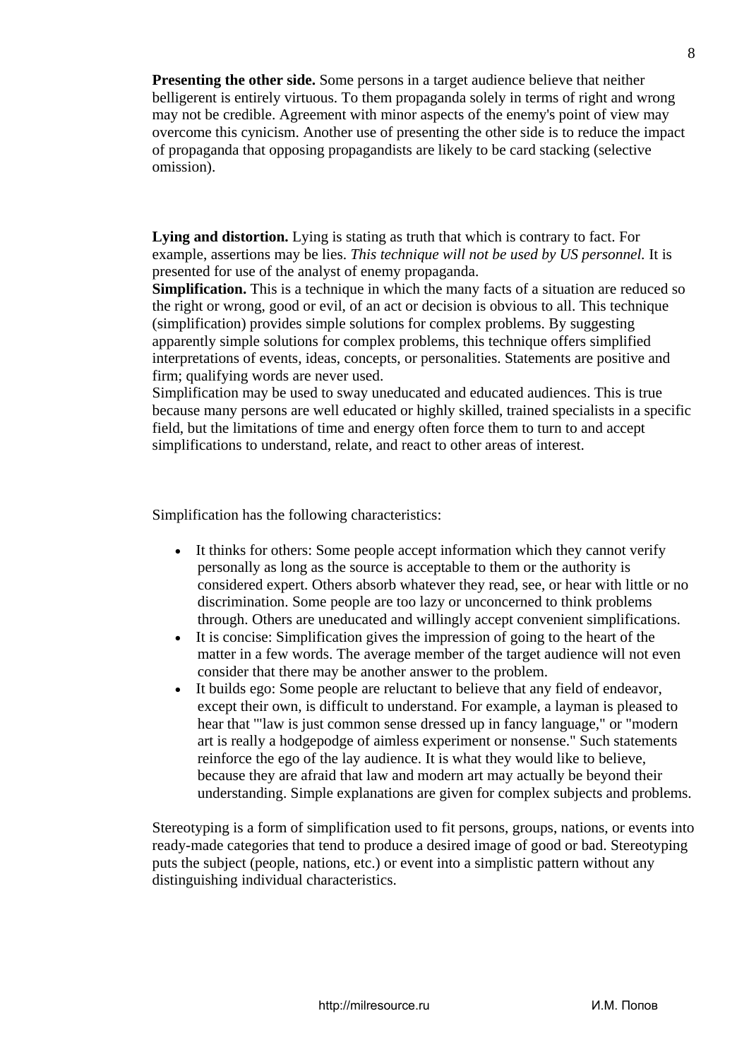**Presenting the other side.** Some persons in a target audience believe that neither belligerent is entirely virtuous. To them propaganda solely in terms of right and wrong may not be credible. Agreement with minor aspects of the enemy's point of view may overcome this cynicism. Another use of presenting the other side is to reduce the impact of propaganda that opposing propagandists are likely to be card stacking (selective omission).

**Lying and distortion.** Lying is stating as truth that which is contrary to fact. For example, assertions may be lies. *This technique will not be used by US personnel.* It is presented for use of the analyst of enemy propaganda.

**Simplification.** This is a technique in which the many facts of a situation are reduced so the right or wrong, good or evil, of an act or decision is obvious to all. This technique (simplification) provides simple solutions for complex problems. By suggesting apparently simple solutions for complex problems, this technique offers simplified interpretations of events, ideas, concepts, or personalities. Statements are positive and firm; qualifying words are never used.

Simplification may be used to sway uneducated and educated audiences. This is true because many persons are well educated or highly skilled, trained specialists in a specific field, but the limitations of time and energy often force them to turn to and accept simplifications to understand, relate, and react to other areas of interest.

Simplification has the following characteristics:

- It thinks for others: Some people accept information which they cannot verify personally as long as the source is acceptable to them or the authority is considered expert. Others absorb whatever they read, see, or hear with little or no discrimination. Some people are too lazy or unconcerned to think problems through. Others are uneducated and willingly accept convenient simplifications.
- It is concise: Simplification gives the impression of going to the heart of the matter in a few words. The average member of the target audience will not even consider that there may be another answer to the problem.
- It builds ego: Some people are reluctant to believe that any field of endeavor, except their own, is difficult to understand. For example, a layman is pleased to hear that "'law is just common sense dressed up in fancy language," or "modern art is really a hodgepodge of aimless experiment or nonsense." Such statements reinforce the ego of the lay audience. It is what they would like to believe, because they are afraid that law and modern art may actually be beyond their understanding. Simple explanations are given for complex subjects and problems.

Stereotyping is a form of simplification used to fit persons, groups, nations, or events into ready-made categories that tend to produce a desired image of good or bad. Stereotyping puts the subject (people, nations, etc.) or event into a simplistic pattern without any distinguishing individual characteristics.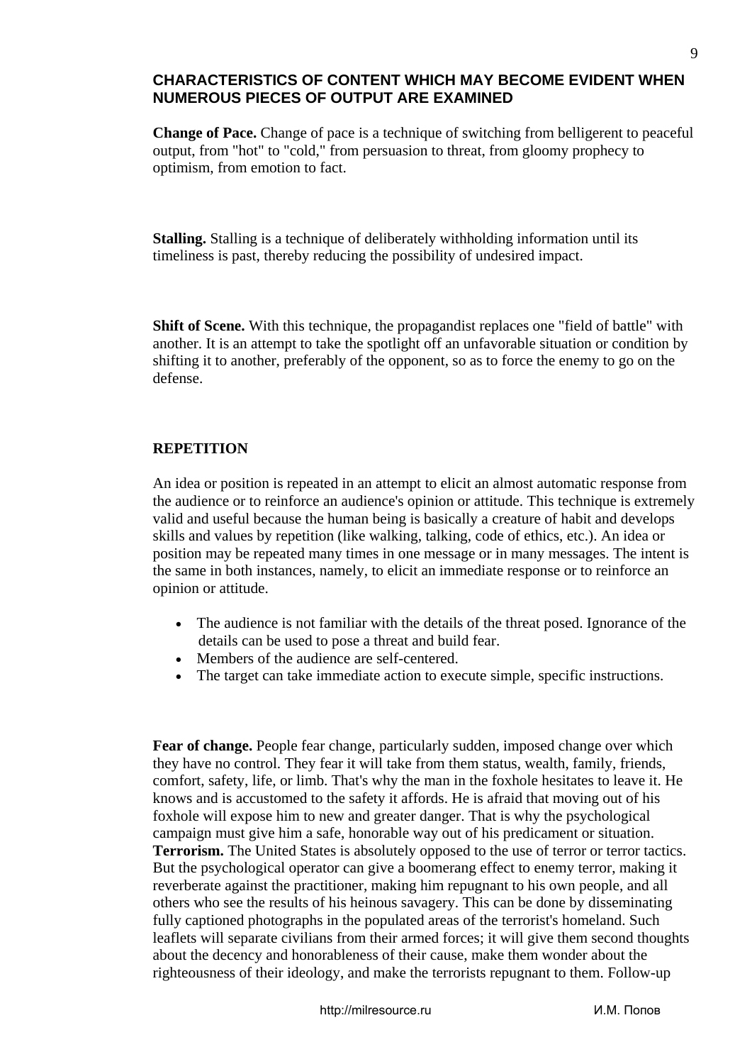## CHARACTERISTICS OF CONTENT WHICH MAY BECOME EVIDENT WHEN NUMEROUS PIECES OF OUTPUT ARE EXAMINED

**Change of Pace.** Change of pace is a technique of switching from belligerent to peaceful output, from "hot" to "cold," from persuasion to threat, from gloomy prophecy to optimism, from emotion to fact.

**Stalling.** Stalling is a technique of deliberately withholding information until its timeliness is past, thereby reducing the possibility of undesired impact.

**Shift of Scene.** With this technique, the propagandist replaces one "field of battle" with another. It is an attempt to take the spotlight off an unfavorable situation or condition by shifting it to another, preferably of the opponent, so as to force the enemy to go on the defense.

## REPETITION

An idea or position is repeated in an attempt to elicit an almost automatic response from the audience or to reinforce an audience's opinion or attitude. This technique is extremely valid and useful because the human being is basically a creature of habit and develops skills and values by repetition (like walking, talking, code of ethics, etc.). An idea or position may be repeated many times in one message or in many messages. The intent is the same in both instances, namely, to elicit an immediate response or to reinforce an opinion or attitude.

- The audience is not familiar with the details of the threat posed. Ignorance of the details can be used to pose a threat and build fear.
- Members of the audience are self-centered.
- The target can take immediate action to execute simple, specific instructions.

**Fear of change.** People fear change, particularly sudden, imposed change over which they have no control. They fear it will take from them status, wealth, family, friends, comfort, safety, life, or limb. That's why the man in the foxhole hesitates to leave it. He knows and is accustomed to the safety it affords. He is afraid that moving out of his foxhole will expose him to new and greater danger. That is why the psychological campaign must give him a safe, honorable way out of his predicament or situation.

**Terrorism.** The United States is absolutely opposed to the use of terror or terror tactics. But the psychological operator can give a boomerang effect to enemy terror, making it reverberate against the practitioner, making him repugnant to his own people, and all others who see the results of his heinous savagery. This can be done by disseminating fully captioned photographs in the populated areas of the terrorist's homeland. Such leaflets will separate civilians from their armed forces; it will give them second thoughts about the decency and honorableness of their cause, make them wonder about the righteousness of their ideology, and make the terrorists repugnant to them. Follow-up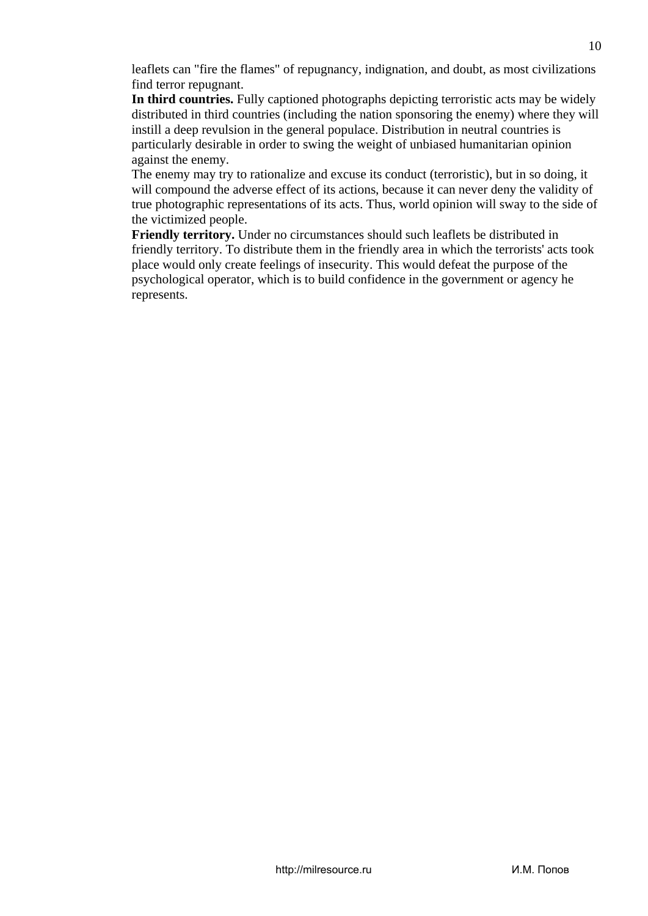leaflets can "fire the flames" of repugnancy, indignation, and doubt, as most civilizations find terror repugnant.

**In third countries.** Fully captioned photographs depicting terroristic acts may be widely distributed in third countries (including the nation sponsoring the enemy) where they will instill a deep revulsion in the general populace. Distribution in neutral countries is particularly desirable in order to swing the weight of unbiased humanitarian opinion against the enemy.

The enemy may try to rationalize and excuse its conduct (terroristic), but in so doing, it will compound the adverse effect of its actions, because it can never deny the validity of true photographic representations of its acts. Thus, world opinion will sway to the side of the victimized people.

**Friendly territory.** Under no circumstances should such leaflets be distributed in friendly territory. To distribute them in the friendly area in which the terrorists' acts took place would only create feelings of insecurity. This would defeat the purpose of the psychological operator, which is to build confidence in the government or agency he represents.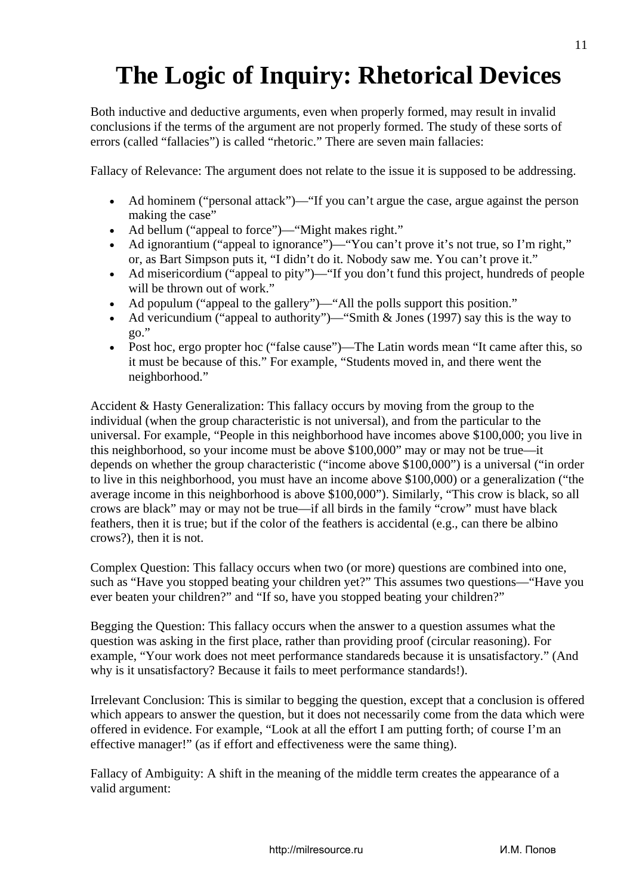# The Logic of Inquiry: Rhetorical Devices

Both inductive and deductive arguments, even when properly formed, may result in invalid conclusions if the terms of the argument are not properly formed. The study of these sorts of errors (called "fallacies") is called "rhetoric." There are seven main fallacies:

Fallacy of Relevance: The argument does not relate to the issue it is supposed to be addressing.

- Ad hominem ("personal attack")—"If you can't argue the case, argue against the person making the case"
- Ad bellum ("appeal to force")—"Might makes right."
- Ad ignorantium ("appeal to ignorance")—"You can't prove it's not true, so I'm right," or, as Bart Simpson puts it, "I didn't do it. Nobody saw me. You can't prove it."
- Ad misericordium ("appeal to pity")—"If you don't fund this project, hundreds of people will be thrown out of work."
- Ad populum ("appeal to the gallery")—"All the polls support this position."
- Ad vericundium ("appeal to authority")—"Smith & Jones (1997) say this is the way to go."
- Post hoc, ergo propter hoc ("false cause")—The Latin words mean "It came after this, so it must be because of this." For example, "Students moved in, and there went the neighborhood."

Accident & Hasty Generalization: This fallacy occurs by moving from the group to the individual (when the group characteristic is not universal), and from the particular to the universal. For example, "People in this neighborhood have incomes above $100,000; you live in this neighborhood, so your income must be above $100,000" may or may not be true—it depends on whether the group characteristic ("income above $100,000") is a universal ("in order to live in this neighborhood, you must have an income above $100,000) or a generalization ("the average income in this neighborhood is above $100,000"). Similarly, "This crow is black, so all crows are black" may or may not be true—if all birds in the family "crow" must have black feathers, then it is true; but if the color of the feathers is accidental (e.g., can there be albino crows?), then it is not.

Complex Question: This fallacy occurs when two (or more) questions are combined into one, such as "Have you stopped beating your children yet?" This assumes two questions—"Have you ever beaten your children?" and "If so, have you stopped beating your children?"

Begging the Question: This fallacy occurs when the answer to a question assumes what the question was asking in the first place, rather than providing proof (circular reasoning). For example, "Your work does not meet performance standareds because it is unsatisfactory." (And why is it unsatisfactory? Because it fails to meet performance standards!).

Irrelevant Conclusion: This is similar to begging the question, except that a conclusion is offered which appears to answer the question, but it does not necessarily come from the data which were offered in evidence. For example, "Look at all the effort I am putting forth; of course I'm an effective manager!" (as if effort and effectiveness were the same thing).

Fallacy of Ambiguity: A shift in the meaning of the middle term creates the appearance of a valid argument: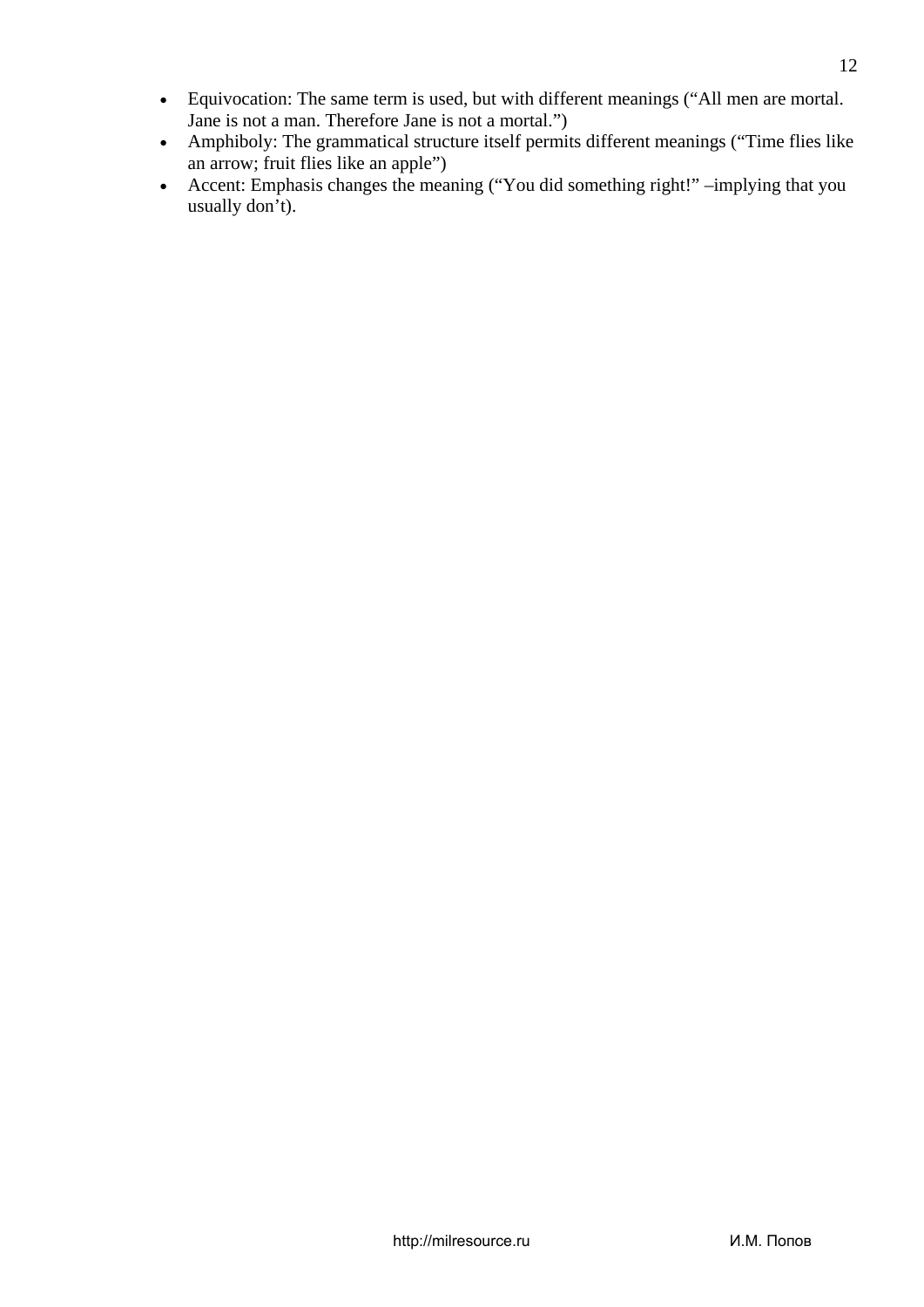- Equivocation: The same term is used, but with different meanings ("All men are mortal. Jane is not a man. Therefore Jane is not a mortal.")
- Amphiboly: The grammatical structure itself permits different meanings ("Time flies like an arrow; fruit flies like an apple")
- Accent: Emphasis changes the meaning ("You did something right!" –implying that you usually don't).